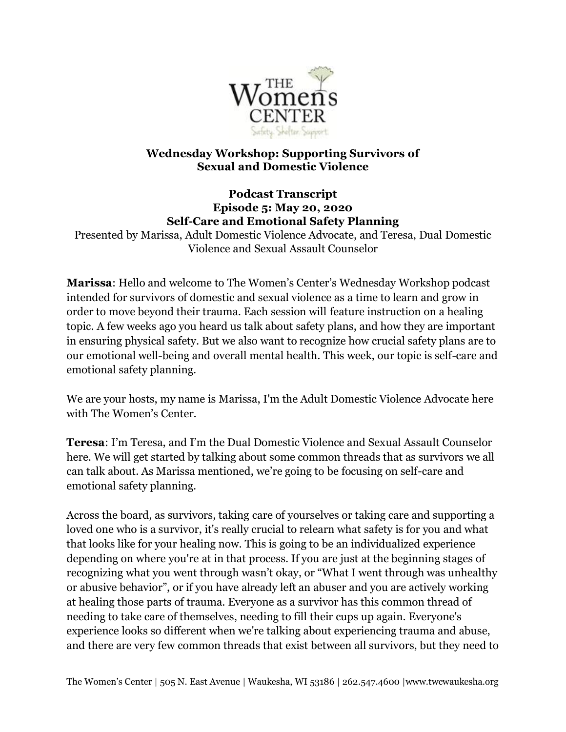**Wednesday Workshop: Supporting Survivors of Sexual and Domestic Violence**

**Podcast Transcript**
**Episode 5: May 20, 2020**
**Self-Care and Emotional Safety Planning**

Presented by Marissa, Adult Domestic Violence Advocate, and Teresa, Dual Domestic Violence and Sexual Assault Counselor

**Marissa**: Hello and welcome to The Women's Center's Wednesday Workshop podcast intended for survivors of domestic and sexual violence as a time to learn and grow in order to move beyond their trauma. Each session will feature instruction on a healing topic. A few weeks ago you heard us talk about safety plans, and how they are important in ensuring physical safety. But we also want to recognize how crucial safety plans are to our emotional well-being and overall mental health. This week, our topic is self-care and emotional safety planning.

We are your hosts, my name is Marissa, I'm the Adult Domestic Violence Advocate here with The Women's Center.

**Teresa**: I'm Teresa, and I'm the Dual Domestic Violence and Sexual Assault Counselor here. We will get started by talking about some common threads that as survivors we all can talk about. As Marissa mentioned, we're going to be focusing on self-care and emotional safety planning.

Across the board, as survivors, taking care of yourselves or taking care and supporting a loved one who is a survivor, it's really crucial to relearn what safety is for you and what that looks like for your healing now. This is going to be an individualized experience depending on where you're at in that process. If you are just at the beginning stages of recognizing what you went through wasn't okay, or "What I went through was unhealthy or abusive behavior", or if you have already left an abuser and you are actively working at healing those parts of trauma. Everyone as a survivor has this common thread of needing to take care of themselves, needing to fill their cups up again. Everyone's experience looks so different when we're talking about experiencing trauma and abuse, and there are very few common threads that exist between all survivors, but they need to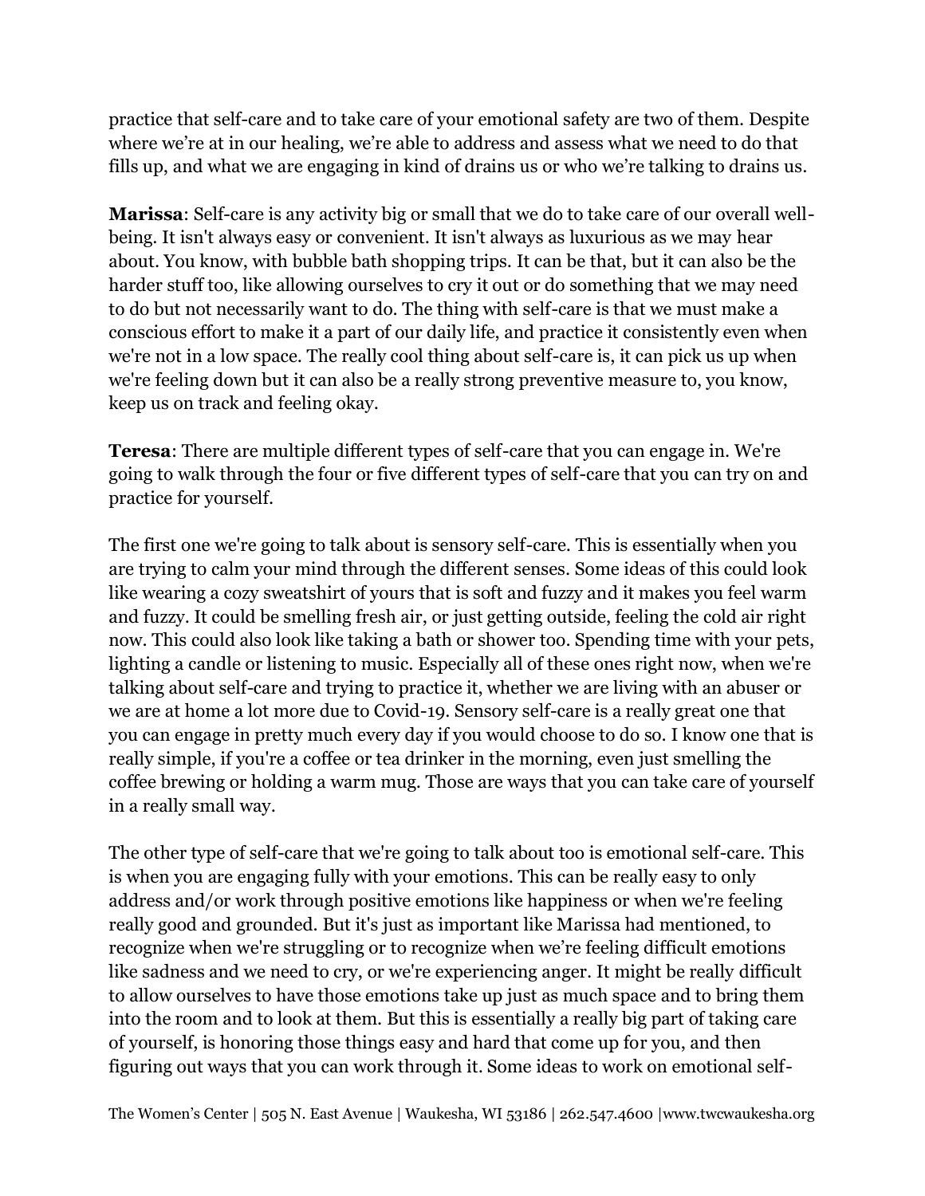practice that self-care and to take care of your emotional safety are two of them. Despite where we're at in our healing, we're able to address and assess what we need to do that fills up, and what we are engaging in kind of drains us or who we're talking to drains us.

**Marissa**: Self-care is any activity big or small that we do to take care of our overall well-being. It isn't always easy or convenient. It isn't always as luxurious as we may hear about. You know, with bubble bath shopping trips. It can be that, but it can also be the harder stuff too, like allowing ourselves to cry it out or do something that we may need to do but not necessarily want to do. The thing with self-care is that we must make a conscious effort to make it a part of our daily life, and practice it consistently even when we're not in a low space. The really cool thing about self-care is, it can pick us up when we're feeling down but it can also be a really strong preventive measure to, you know, keep us on track and feeling okay.

**Teresa**: There are multiple different types of self-care that you can engage in. We're going to walk through the four or five different types of self-care that you can try on and practice for yourself.

The first one we're going to talk about is sensory self-care. This is essentially when you are trying to calm your mind through the different senses. Some ideas of this could look like wearing a cozy sweatshirt of yours that is soft and fuzzy and it makes you feel warm and fuzzy. It could be smelling fresh air, or just getting outside, feeling the cold air right now. This could also look like taking a bath or shower too. Spending time with your pets, lighting a candle or listening to music. Especially all of these ones right now, when we're talking about self-care and trying to practice it, whether we are living with an abuser or we are at home a lot more due to Covid-19. Sensory self-care is a really great one that you can engage in pretty much every day if you would choose to do so. I know one that is really simple, if you're a coffee or tea drinker in the morning, even just smelling the coffee brewing or holding a warm mug. Those are ways that you can take care of yourself in a really small way.

The other type of self-care that we're going to talk about too is emotional self-care. This is when you are engaging fully with your emotions. This can be really easy to only address and/or work through positive emotions like happiness or when we're feeling really good and grounded. But it's just as important like Marissa had mentioned, to recognize when we're struggling or to recognize when we're feeling difficult emotions like sadness and we need to cry, or we're experiencing anger. It might be really difficult to allow ourselves to have those emotions take up just as much space and to bring them into the room and to look at them. But this is essentially a really big part of taking care of yourself, is honoring those things easy and hard that come up for you, and then figuring out ways that you can work through it. Some ideas to work on emotional self-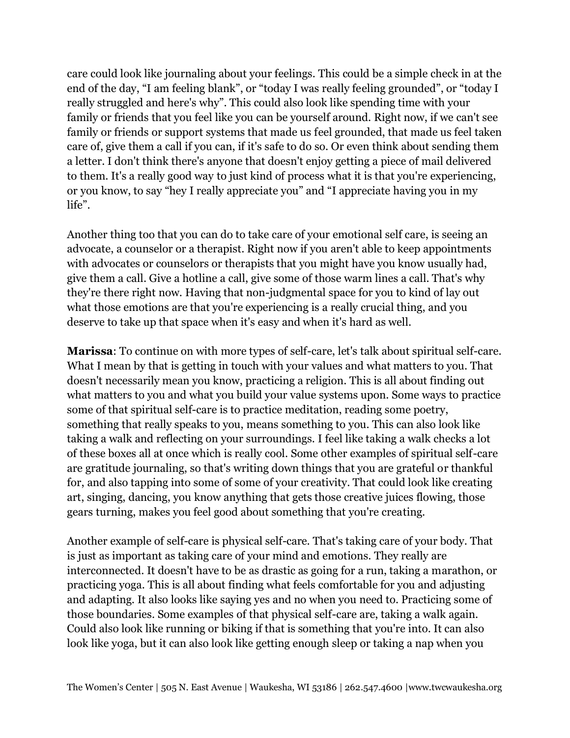care could look like journaling about your feelings. This could be a simple check in at the end of the day, "I am feeling blank", or "today I was really feeling grounded", or "today I really struggled and here's why". This could also look like spending time with your family or friends that you feel like you can be yourself around. Right now, if we can't see family or friends or support systems that made us feel grounded, that made us feel taken care of, give them a call if you can, if it's safe to do so. Or even think about sending them a letter. I don't think there's anyone that doesn't enjoy getting a piece of mail delivered to them. It's a really good way to just kind of process what it is that you're experiencing, or you know, to say "hey I really appreciate you" and "I appreciate having you in my life".

Another thing too that you can do to take care of your emotional self care, is seeing an advocate, a counselor or a therapist. Right now if you aren't able to keep appointments with advocates or counselors or therapists that you might have you know usually had, give them a call. Give a hotline a call, give some of those warm lines a call. That's why they're there right now. Having that non-judgmental space for you to kind of lay out what those emotions are that you're experiencing is a really crucial thing, and you deserve to take up that space when it's easy and when it's hard as well.

**Marissa**: To continue on with more types of self-care, let's talk about spiritual self-care. What I mean by that is getting in touch with your values and what matters to you. That doesn't necessarily mean you know, practicing a religion. This is all about finding out what matters to you and what you build your value systems upon. Some ways to practice some of that spiritual self-care is to practice meditation, reading some poetry, something that really speaks to you, means something to you. This can also look like taking a walk and reflecting on your surroundings. I feel like taking a walk checks a lot of these boxes all at once which is really cool. Some other examples of spiritual self-care are gratitude journaling, so that's writing down things that you are grateful or thankful for, and also tapping into some of some of your creativity. That could look like creating art, singing, dancing, you know anything that gets those creative juices flowing, those gears turning, makes you feel good about something that you're creating.

Another example of self-care is physical self-care. That's taking care of your body. That is just as important as taking care of your mind and emotions. They really are interconnected. It doesn't have to be as drastic as going for a run, taking a marathon, or practicing yoga. This is all about finding what feels comfortable for you and adjusting and adapting. It also looks like saying yes and no when you need to. Practicing some of those boundaries. Some examples of that physical self-care are, taking a walk again. Could also look like running or biking if that is something that you're into. It can also look like yoga, but it can also look like getting enough sleep or taking a nap when you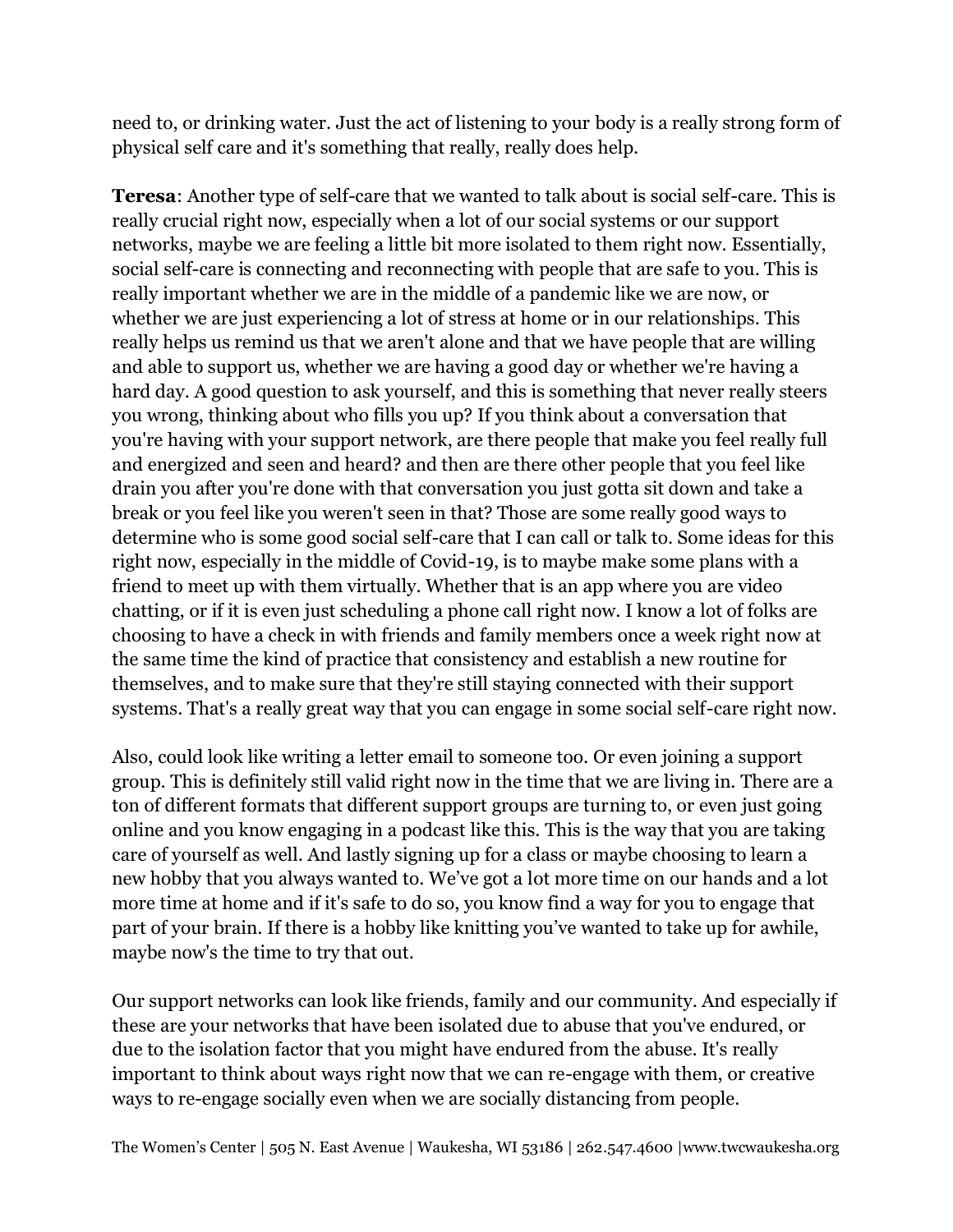need to, or drinking water. Just the act of listening to your body is a really strong form of physical self care and it's something that really, really does help.

**Teresa**: Another type of self-care that we wanted to talk about is social self-care. This is really crucial right now, especially when a lot of our social systems or our support networks, maybe we are feeling a little bit more isolated to them right now. Essentially, social self-care is connecting and reconnecting with people that are safe to you. This is really important whether we are in the middle of a pandemic like we are now, or whether we are just experiencing a lot of stress at home or in our relationships. This really helps us remind us that we aren't alone and that we have people that are willing and able to support us, whether we are having a good day or whether we're having a hard day. A good question to ask yourself, and this is something that never really steers you wrong, thinking about who fills you up? If you think about a conversation that you're having with your support network, are there people that make you feel really full and energized and seen and heard? and then are there other people that you feel like drain you after you're done with that conversation you just gotta sit down and take a break or you feel like you weren't seen in that? Those are some really good ways to determine who is some good social self-care that I can call or talk to. Some ideas for this right now, especially in the middle of Covid-19, is to maybe make some plans with a friend to meet up with them virtually. Whether that is an app where you are video chatting, or if it is even just scheduling a phone call right now. I know a lot of folks are choosing to have a check in with friends and family members once a week right now at the same time the kind of practice that consistency and establish a new routine for themselves, and to make sure that they're still staying connected with their support systems. That's a really great way that you can engage in some social self-care right now.

Also, could look like writing a letter email to someone too. Or even joining a support group. This is definitely still valid right now in the time that we are living in. There are a ton of different formats that different support groups are turning to, or even just going online and you know engaging in a podcast like this. This is the way that you are taking care of yourself as well. And lastly signing up for a class or maybe choosing to learn a new hobby that you always wanted to. We've got a lot more time on our hands and a lot more time at home and if it's safe to do so, you know find a way for you to engage that part of your brain. If there is a hobby like knitting you've wanted to take up for awhile, maybe now's the time to try that out.

Our support networks can look like friends, family and our community. And especially if these are your networks that have been isolated due to abuse that you've endured, or due to the isolation factor that you might have endured from the abuse. It's really important to think about ways right now that we can re-engage with them, or creative ways to re-engage socially even when we are socially distancing from people.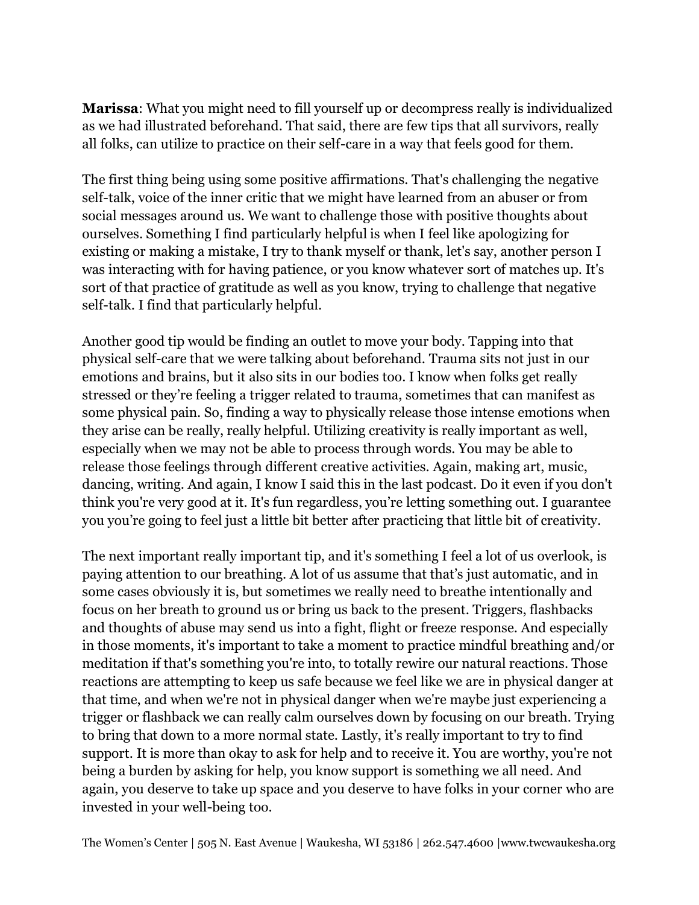**Marissa**: What you might need to fill yourself up or decompress really is individualized as we had illustrated beforehand. That said, there are few tips that all survivors, really all folks, can utilize to practice on their self-care in a way that feels good for them.

The first thing being using some positive affirmations. That's challenging the negative self-talk, voice of the inner critic that we might have learned from an abuser or from social messages around us. We want to challenge those with positive thoughts about ourselves. Something I find particularly helpful is when I feel like apologizing for existing or making a mistake, I try to thank myself or thank, let's say, another person I was interacting with for having patience, or you know whatever sort of matches up. It's sort of that practice of gratitude as well as you know, trying to challenge that negative self-talk. I find that particularly helpful.

Another good tip would be finding an outlet to move your body. Tapping into that physical self-care that we were talking about beforehand. Trauma sits not just in our emotions and brains, but it also sits in our bodies too. I know when folks get really stressed or they're feeling a trigger related to trauma, sometimes that can manifest as some physical pain. So, finding a way to physically release those intense emotions when they arise can be really, really helpful. Utilizing creativity is really important as well, especially when we may not be able to process through words. You may be able to release those feelings through different creative activities. Again, making art, music, dancing, writing. And again, I know I said this in the last podcast. Do it even if you don't think you're very good at it. It's fun regardless, you're letting something out. I guarantee you you're going to feel just a little bit better after practicing that little bit of creativity.

The next important really important tip, and it's something I feel a lot of us overlook, is paying attention to our breathing. A lot of us assume that that's just automatic, and in some cases obviously it is, but sometimes we really need to breathe intentionally and focus on her breath to ground us or bring us back to the present. Triggers, flashbacks and thoughts of abuse may send us into a fight, flight or freeze response. And especially in those moments, it's important to take a moment to practice mindful breathing and/or meditation if that's something you're into, to totally rewire our natural reactions. Those reactions are attempting to keep us safe because we feel like we are in physical danger at that time, and when we're not in physical danger when we're maybe just experiencing a trigger or flashback we can really calm ourselves down by focusing on our breath. Trying to bring that down to a more normal state. Lastly, it's really important to try to find support. It is more than okay to ask for help and to receive it. You are worthy, you're not being a burden by asking for help, you know support is something we all need. And again, you deserve to take up space and you deserve to have folks in your corner who are invested in your well-being too.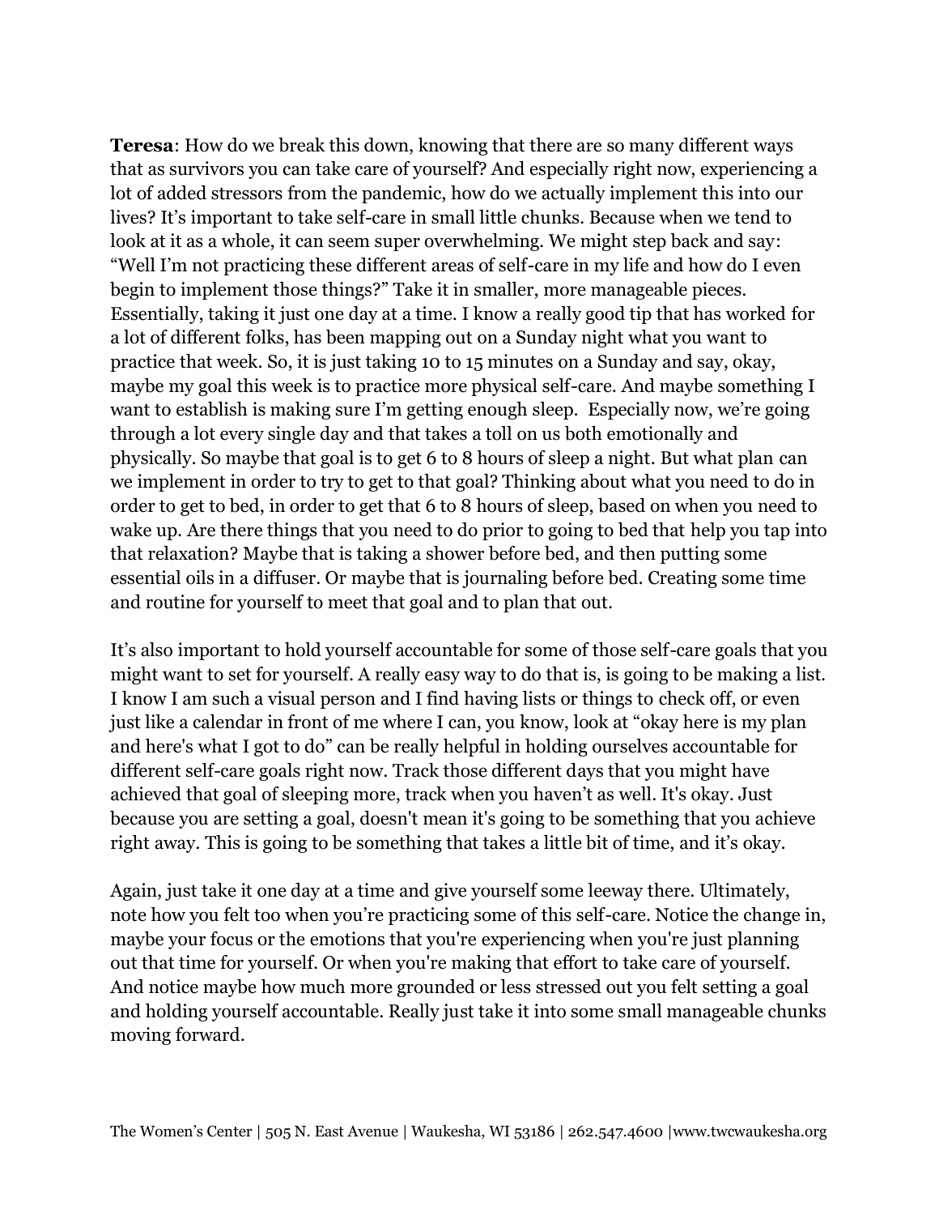**Teresa**: How do we break this down, knowing that there are so many different ways that as survivors you can take care of yourself? And especially right now, experiencing a lot of added stressors from the pandemic, how do we actually implement this into our lives? It's important to take self-care in small little chunks. Because when we tend to look at it as a whole, it can seem super overwhelming. We might step back and say: "Well I'm not practicing these different areas of self-care in my life and how do I even begin to implement those things?" Take it in smaller, more manageable pieces. Essentially, taking it just one day at a time. I know a really good tip that has worked for a lot of different folks, has been mapping out on a Sunday night what you want to practice that week. So, it is just taking 10 to 15 minutes on a Sunday and say, okay, maybe my goal this week is to practice more physical self-care. And maybe something I want to establish is making sure I'm getting enough sleep. Especially now, we're going through a lot every single day and that takes a toll on us both emotionally and physically. So maybe that goal is to get 6 to 8 hours of sleep a night. But what plan can we implement in order to try to get to that goal? Thinking about what you need to do in order to get to bed, in order to get that 6 to 8 hours of sleep, based on when you need to wake up. Are there things that you need to do prior to going to bed that help you tap into that relaxation? Maybe that is taking a shower before bed, and then putting some essential oils in a diffuser. Or maybe that is journaling before bed. Creating some time and routine for yourself to meet that goal and to plan that out.

It's also important to hold yourself accountable for some of those self-care goals that you might want to set for yourself. A really easy way to do that is, is going to be making a list. I know I am such a visual person and I find having lists or things to check off, or even just like a calendar in front of me where I can, you know, look at "okay here is my plan and here's what I got to do" can be really helpful in holding ourselves accountable for different self-care goals right now. Track those different days that you might have achieved that goal of sleeping more, track when you haven't as well. It's okay. Just because you are setting a goal, doesn't mean it's going to be something that you achieve right away. This is going to be something that takes a little bit of time, and it's okay.

Again, just take it one day at a time and give yourself some leeway there. Ultimately, note how you felt too when you're practicing some of this self-care. Notice the change in, maybe your focus or the emotions that you're experiencing when you're just planning out that time for yourself. Or when you're making that effort to take care of yourself. And notice maybe how much more grounded or less stressed out you felt setting a goal and holding yourself accountable. Really just take it into some small manageable chunks moving forward.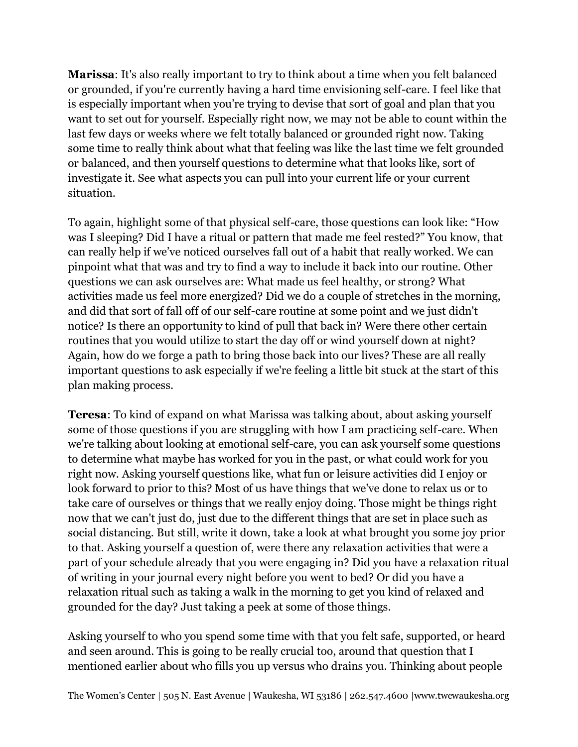**Marissa**: It's also really important to try to think about a time when you felt balanced or grounded, if you're currently having a hard time envisioning self-care. I feel like that is especially important when you're trying to devise that sort of goal and plan that you want to set out for yourself. Especially right now, we may not be able to count within the last few days or weeks where we felt totally balanced or grounded right now. Taking some time to really think about what that feeling was like the last time we felt grounded or balanced, and then yourself questions to determine what that looks like, sort of investigate it. See what aspects you can pull into your current life or your current situation.

To again, highlight some of that physical self-care, those questions can look like: "How was I sleeping? Did I have a ritual or pattern that made me feel rested?" You know, that can really help if we've noticed ourselves fall out of a habit that really worked. We can pinpoint what that was and try to find a way to include it back into our routine. Other questions we can ask ourselves are: What made us feel healthy, or strong? What activities made us feel more energized? Did we do a couple of stretches in the morning, and did that sort of fall off of our self-care routine at some point and we just didn't notice? Is there an opportunity to kind of pull that back in? Were there other certain routines that you would utilize to start the day off or wind yourself down at night? Again, how do we forge a path to bring those back into our lives? These are all really important questions to ask especially if we're feeling a little bit stuck at the start of this plan making process.

**Teresa**: To kind of expand on what Marissa was talking about, about asking yourself some of those questions if you are struggling with how I am practicing self-care. When we're talking about looking at emotional self-care, you can ask yourself some questions to determine what maybe has worked for you in the past, or what could work for you right now. Asking yourself questions like, what fun or leisure activities did I enjoy or look forward to prior to this? Most of us have things that we've done to relax us or to take care of ourselves or things that we really enjoy doing. Those might be things right now that we can't just do, just due to the different things that are set in place such as social distancing. But still, write it down, take a look at what brought you some joy prior to that. Asking yourself a question of, were there any relaxation activities that were a part of your schedule already that you were engaging in? Did you have a relaxation ritual of writing in your journal every night before you went to bed? Or did you have a relaxation ritual such as taking a walk in the morning to get you kind of relaxed and grounded for the day? Just taking a peek at some of those things.

Asking yourself to who you spend some time with that you felt safe, supported, or heard and seen around. This is going to be really crucial too, around that question that I mentioned earlier about who fills you up versus who drains you. Thinking about people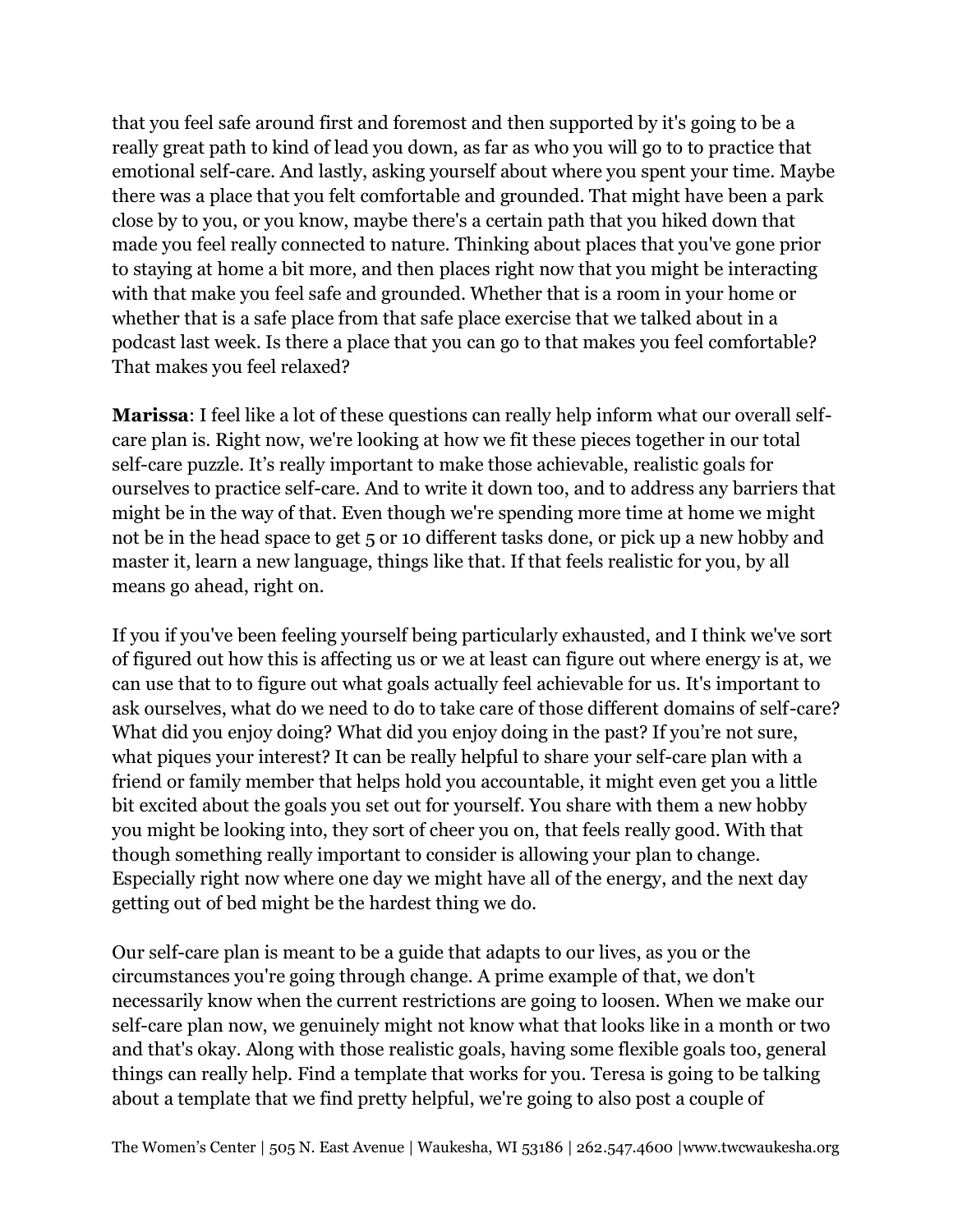that you feel safe around first and foremost and then supported by it's going to be a really great path to kind of lead you down, as far as who you will go to to practice that emotional self-care. And lastly, asking yourself about where you spent your time. Maybe there was a place that you felt comfortable and grounded. That might have been a park close by to you, or you know, maybe there's a certain path that you hiked down that made you feel really connected to nature. Thinking about places that you've gone prior to staying at home a bit more, and then places right now that you might be interacting with that make you feel safe and grounded. Whether that is a room in your home or whether that is a safe place from that safe place exercise that we talked about in a podcast last week. Is there a place that you can go to that makes you feel comfortable? That makes you feel relaxed?

**Marissa**: I feel like a lot of these questions can really help inform what our overall self-care plan is. Right now, we're looking at how we fit these pieces together in our total self-care puzzle. It's really important to make those achievable, realistic goals for ourselves to practice self-care. And to write it down too, and to address any barriers that might be in the way of that. Even though we're spending more time at home we might not be in the head space to get 5 or 10 different tasks done, or pick up a new hobby and master it, learn a new language, things like that. If that feels realistic for you, by all means go ahead, right on.

If you if you've been feeling yourself being particularly exhausted, and I think we've sort of figured out how this is affecting us or we at least can figure out where energy is at, we can use that to to figure out what goals actually feel achievable for us. It's important to ask ourselves, what do we need to do to take care of those different domains of self-care? What did you enjoy doing? What did you enjoy doing in the past? If you're not sure, what piques your interest? It can be really helpful to share your self-care plan with a friend or family member that helps hold you accountable, it might even get you a little bit excited about the goals you set out for yourself. You share with them a new hobby you might be looking into, they sort of cheer you on, that feels really good. With that though something really important to consider is allowing your plan to change. Especially right now where one day we might have all of the energy, and the next day getting out of bed might be the hardest thing we do.

Our self-care plan is meant to be a guide that adapts to our lives, as you or the circumstances you're going through change. A prime example of that, we don't necessarily know when the current restrictions are going to loosen. When we make our self-care plan now, we genuinely might not know what that looks like in a month or two and that's okay. Along with those realistic goals, having some flexible goals too, general things can really help. Find a template that works for you. Teresa is going to be talking about a template that we find pretty helpful, we're going to also post a couple of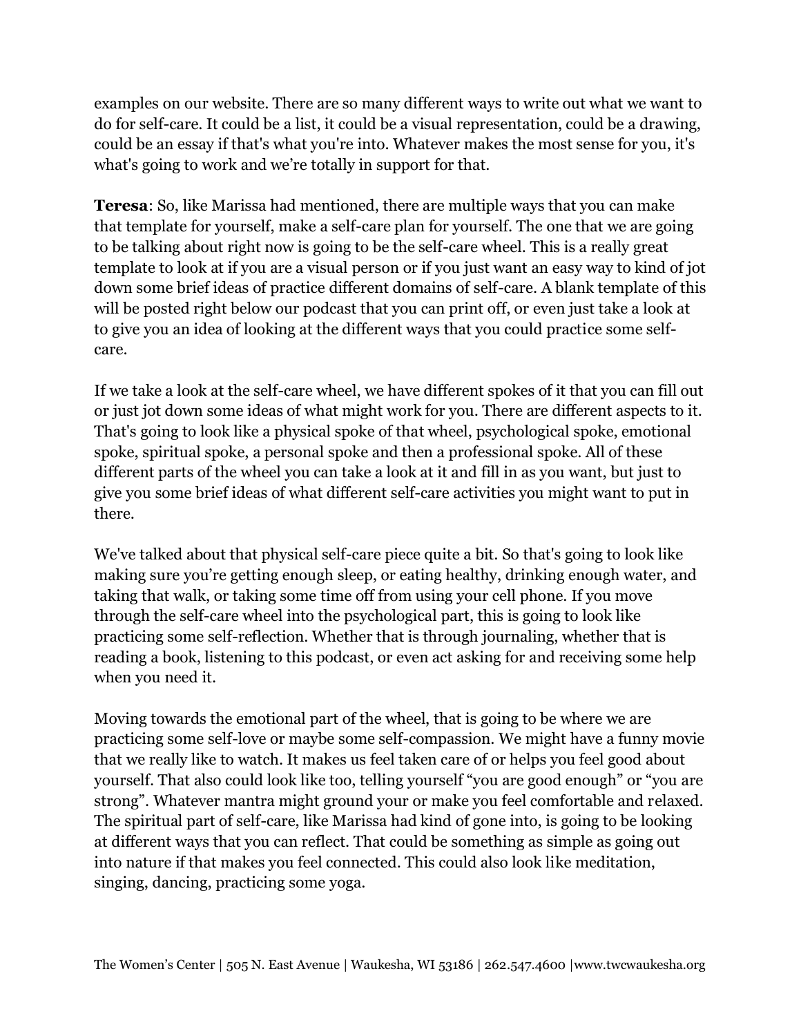examples on our website. There are so many different ways to write out what we want to do for self-care. It could be a list, it could be a visual representation, could be a drawing, could be an essay if that's what you're into. Whatever makes the most sense for you, it's what's going to work and we're totally in support for that.

**Teresa**: So, like Marissa had mentioned, there are multiple ways that you can make that template for yourself, make a self-care plan for yourself. The one that we are going to be talking about right now is going to be the self-care wheel. This is a really great template to look at if you are a visual person or if you just want an easy way to kind of jot down some brief ideas of practice different domains of self-care. A blank template of this will be posted right below our podcast that you can print off, or even just take a look at to give you an idea of looking at the different ways that you could practice some self-care.

If we take a look at the self-care wheel, we have different spokes of it that you can fill out or just jot down some ideas of what might work for you. There are different aspects to it. That's going to look like a physical spoke of that wheel, psychological spoke, emotional spoke, spiritual spoke, a personal spoke and then a professional spoke. All of these different parts of the wheel you can take a look at it and fill in as you want, but just to give you some brief ideas of what different self-care activities you might want to put in there.

We've talked about that physical self-care piece quite a bit. So that's going to look like making sure you're getting enough sleep, or eating healthy, drinking enough water, and taking that walk, or taking some time off from using your cell phone. If you move through the self-care wheel into the psychological part, this is going to look like practicing some self-reflection. Whether that is through journaling, whether that is reading a book, listening to this podcast, or even act asking for and receiving some help when you need it.

Moving towards the emotional part of the wheel, that is going to be where we are practicing some self-love or maybe some self-compassion. We might have a funny movie that we really like to watch. It makes us feel taken care of or helps you feel good about yourself. That also could look like too, telling yourself "you are good enough" or "you are strong". Whatever mantra might ground your or make you feel comfortable and relaxed. The spiritual part of self-care, like Marissa had kind of gone into, is going to be looking at different ways that you can reflect. That could be something as simple as going out into nature if that makes you feel connected. This could also look like meditation, singing, dancing, practicing some yoga.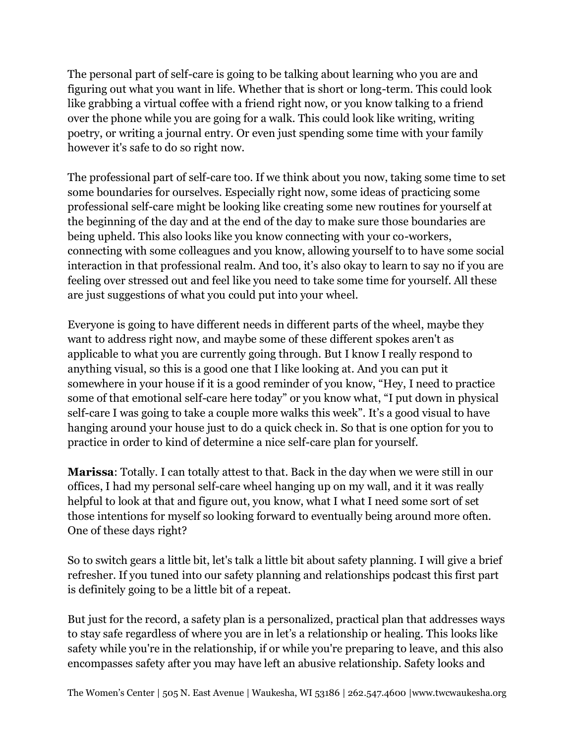The personal part of self-care is going to be talking about learning who you are and figuring out what you want in life. Whether that is short or long-term. This could look like grabbing a virtual coffee with a friend right now, or you know talking to a friend over the phone while you are going for a walk. This could look like writing, writing poetry, or writing a journal entry. Or even just spending some time with your family however it's safe to do so right now.

The professional part of self-care too. If we think about you now, taking some time to set some boundaries for ourselves. Especially right now, some ideas of practicing some professional self-care might be looking like creating some new routines for yourself at the beginning of the day and at the end of the day to make sure those boundaries are being upheld. This also looks like you know connecting with your co-workers, connecting with some colleagues and you know, allowing yourself to to have some social interaction in that professional realm. And too, it's also okay to learn to say no if you are feeling over stressed out and feel like you need to take some time for yourself. All these are just suggestions of what you could put into your wheel.

Everyone is going to have different needs in different parts of the wheel, maybe they want to address right now, and maybe some of these different spokes aren't as applicable to what you are currently going through. But I know I really respond to anything visual, so this is a good one that I like looking at. And you can put it somewhere in your house if it is a good reminder of you know, "Hey, I need to practice some of that emotional self-care here today" or you know what, "I put down in physical self-care I was going to take a couple more walks this week". It's a good visual to have hanging around your house just to do a quick check in. So that is one option for you to practice in order to kind of determine a nice self-care plan for yourself.

**Marissa**: Totally. I can totally attest to that. Back in the day when we were still in our offices, I had my personal self-care wheel hanging up on my wall, and it it was really helpful to look at that and figure out, you know, what I what I need some sort of set those intentions for myself so looking forward to eventually being around more often. One of these days right?

So to switch gears a little bit, let's talk a little bit about safety planning. I will give a brief refresher. If you tuned into our safety planning and relationships podcast this first part is definitely going to be a little bit of a repeat.

But just for the record, a safety plan is a personalized, practical plan that addresses ways to stay safe regardless of where you are in let's a relationship or healing. This looks like safety while you're in the relationship, if or while you're preparing to leave, and this also encompasses safety after you may have left an abusive relationship. Safety looks and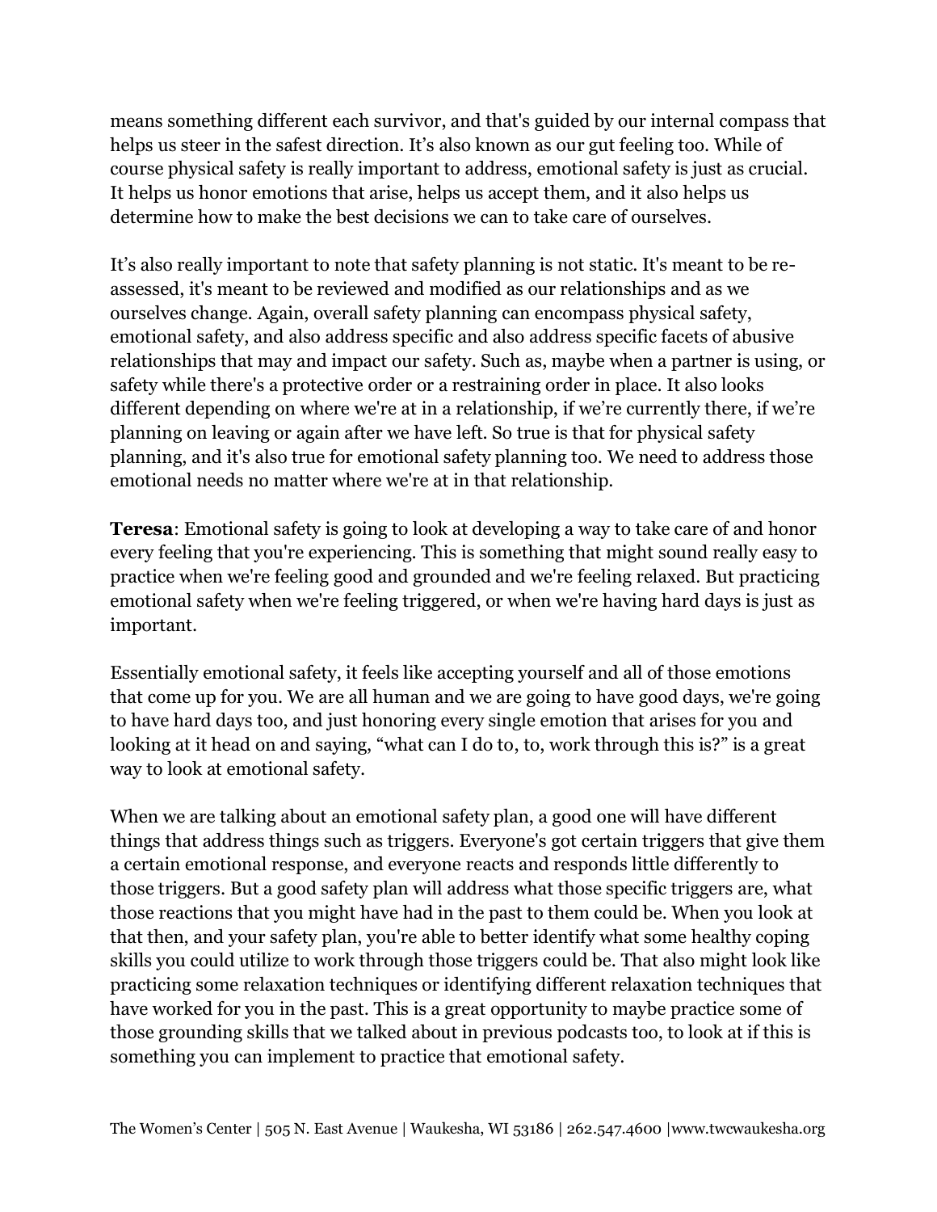means something different each survivor, and that's guided by our internal compass that helps us steer in the safest direction. It's also known as our gut feeling too. While of course physical safety is really important to address, emotional safety is just as crucial. It helps us honor emotions that arise, helps us accept them, and it also helps us determine how to make the best decisions we can to take care of ourselves.

It's also really important to note that safety planning is not static. It's meant to be re-assessed, it's meant to be reviewed and modified as our relationships and as we ourselves change. Again, overall safety planning can encompass physical safety, emotional safety, and also address specific and also address specific facets of abusive relationships that may and impact our safety. Such as, maybe when a partner is using, or safety while there's a protective order or a restraining order in place. It also looks different depending on where we're at in a relationship, if we're currently there, if we're planning on leaving or again after we have left. So true is that for physical safety planning, and it's also true for emotional safety planning too. We need to address those emotional needs no matter where we're at in that relationship.

**Teresa**: Emotional safety is going to look at developing a way to take care of and honor every feeling that you're experiencing. This is something that might sound really easy to practice when we're feeling good and grounded and we're feeling relaxed. But practicing emotional safety when we're feeling triggered, or when we're having hard days is just as important.

Essentially emotional safety, it feels like accepting yourself and all of those emotions that come up for you. We are all human and we are going to have good days, we're going to have hard days too, and just honoring every single emotion that arises for you and looking at it head on and saying, "what can I do to, to, work through this is?" is a great way to look at emotional safety.

When we are talking about an emotional safety plan, a good one will have different things that address things such as triggers. Everyone's got certain triggers that give them a certain emotional response, and everyone reacts and responds little differently to those triggers. But a good safety plan will address what those specific triggers are, what those reactions that you might have had in the past to them could be. When you look at that then, and your safety plan, you're able to better identify what some healthy coping skills you could utilize to work through those triggers could be. That also might look like practicing some relaxation techniques or identifying different relaxation techniques that have worked for you in the past. This is a great opportunity to maybe practice some of those grounding skills that we talked about in previous podcasts too, to look at if this is something you can implement to practice that emotional safety.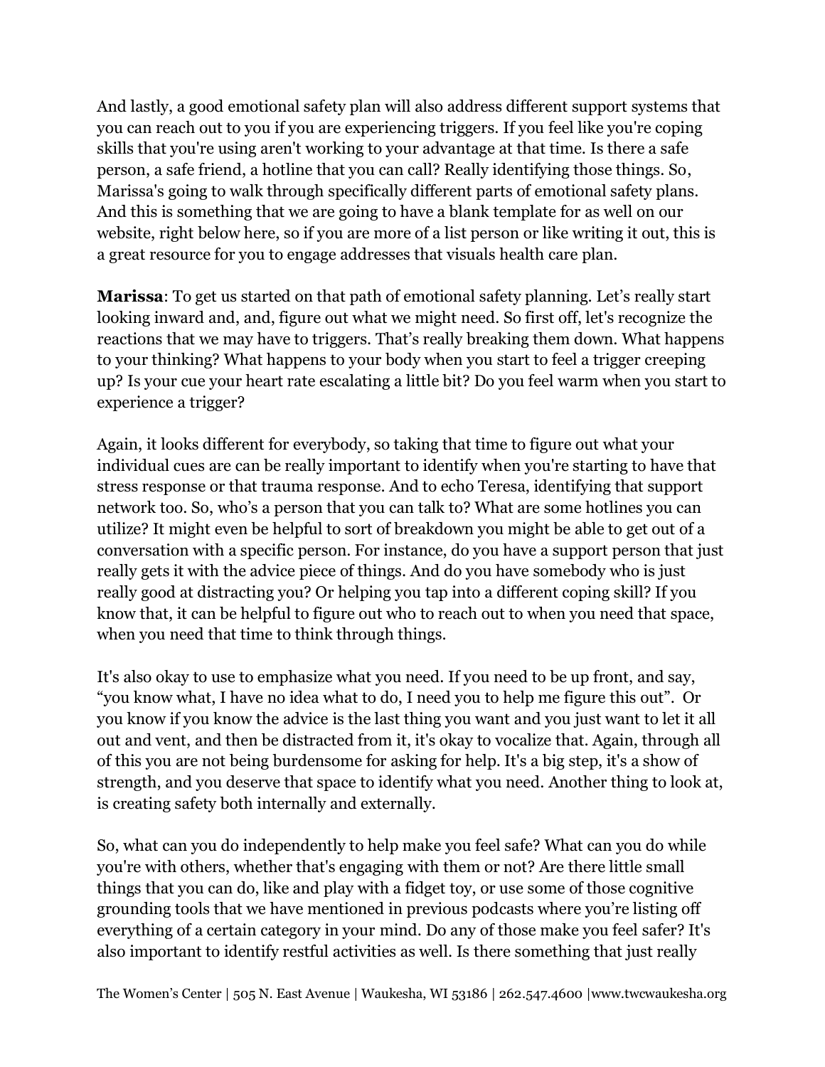And lastly, a good emotional safety plan will also address different support systems that you can reach out to you if you are experiencing triggers. If you feel like you're coping skills that you're using aren't working to your advantage at that time. Is there a safe person, a safe friend, a hotline that you can call? Really identifying those things. So, Marissa's going to walk through specifically different parts of emotional safety plans. And this is something that we are going to have a blank template for as well on our website, right below here, so if you are more of a list person or like writing it out, this is a great resource for you to engage addresses that visuals health care plan.

**Marissa**: To get us started on that path of emotional safety planning. Let's really start looking inward and, and, figure out what we might need. So first off, let's recognize the reactions that we may have to triggers. That's really breaking them down. What happens to your thinking? What happens to your body when you start to feel a trigger creeping up? Is your cue your heart rate escalating a little bit? Do you feel warm when you start to experience a trigger?

Again, it looks different for everybody, so taking that time to figure out what your individual cues are can be really important to identify when you're starting to have that stress response or that trauma response. And to echo Teresa, identifying that support network too. So, who's a person that you can talk to? What are some hotlines you can utilize? It might even be helpful to sort of breakdown you might be able to get out of a conversation with a specific person. For instance, do you have a support person that just really gets it with the advice piece of things. And do you have somebody who is just really good at distracting you? Or helping you tap into a different coping skill? If you know that, it can be helpful to figure out who to reach out to when you need that space, when you need that time to think through things.

It's also okay to use to emphasize what you need. If you need to be up front, and say, "you know what, I have no idea what to do, I need you to help me figure this out". Or you know if you know the advice is the last thing you want and you just want to let it all out and vent, and then be distracted from it, it's okay to vocalize that. Again, through all of this you are not being burdensome for asking for help. It's a big step, it's a show of strength, and you deserve that space to identify what you need. Another thing to look at, is creating safety both internally and externally.

So, what can you do independently to help make you feel safe? What can you do while you're with others, whether that's engaging with them or not? Are there little small things that you can do, like and play with a fidget toy, or use some of those cognitive grounding tools that we have mentioned in previous podcasts where you're listing off everything of a certain category in your mind. Do any of those make you feel safer? It's also important to identify restful activities as well. Is there something that just really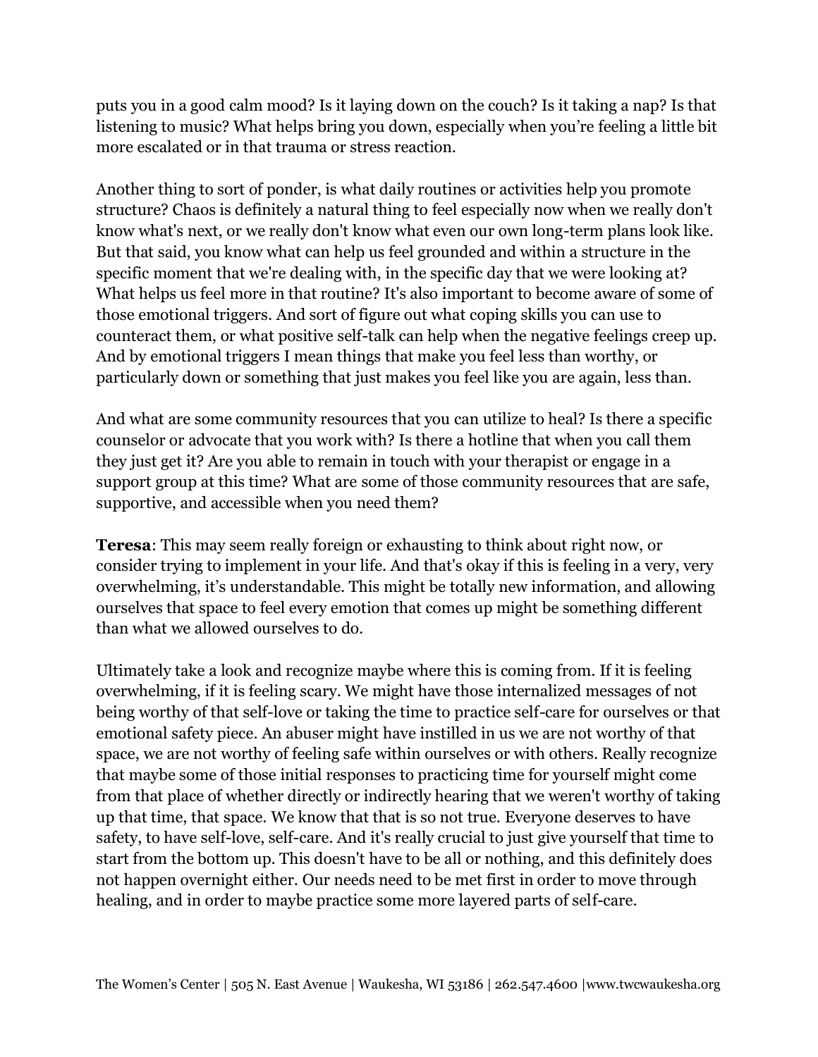puts you in a good calm mood? Is it laying down on the couch? Is it taking a nap? Is that listening to music? What helps bring you down, especially when you're feeling a little bit more escalated or in that trauma or stress reaction.

Another thing to sort of ponder, is what daily routines or activities help you promote structure? Chaos is definitely a natural thing to feel especially now when we really don't know what's next, or we really don't know what even our own long-term plans look like. But that said, you know what can help us feel grounded and within a structure in the specific moment that we're dealing with, in the specific day that we were looking at? What helps us feel more in that routine? It's also important to become aware of some of those emotional triggers. And sort of figure out what coping skills you can use to counteract them, or what positive self-talk can help when the negative feelings creep up. And by emotional triggers I mean things that make you feel less than worthy, or particularly down or something that just makes you feel like you are again, less than.

And what are some community resources that you can utilize to heal? Is there a specific counselor or advocate that you work with? Is there a hotline that when you call them they just get it? Are you able to remain in touch with your therapist or engage in a support group at this time? What are some of those community resources that are safe, supportive, and accessible when you need them?

**Teresa**: This may seem really foreign or exhausting to think about right now, or consider trying to implement in your life. And that's okay if this is feeling in a very, very overwhelming, it's understandable. This might be totally new information, and allowing ourselves that space to feel every emotion that comes up might be something different than what we allowed ourselves to do.

Ultimately take a look and recognize maybe where this is coming from. If it is feeling overwhelming, if it is feeling scary. We might have those internalized messages of not being worthy of that self-love or taking the time to practice self-care for ourselves or that emotional safety piece. An abuser might have instilled in us we are not worthy of that space, we are not worthy of feeling safe within ourselves or with others. Really recognize that maybe some of those initial responses to practicing time for yourself might come from that place of whether directly or indirectly hearing that we weren't worthy of taking up that time, that space. We know that that is so not true. Everyone deserves to have safety, to have self-love, self-care. And it's really crucial to just give yourself that time to start from the bottom up. This doesn't have to be all or nothing, and this definitely does not happen overnight either. Our needs need to be met first in order to move through healing, and in order to maybe practice some more layered parts of self-care.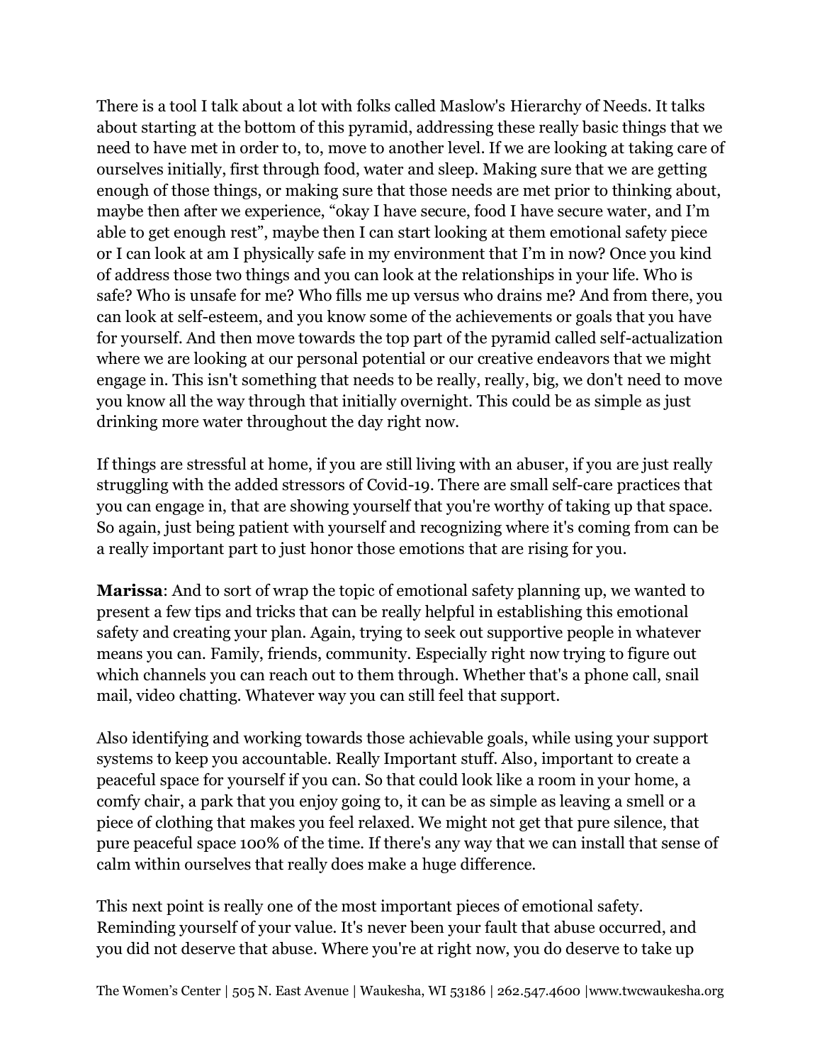There is a tool I talk about a lot with folks called Maslow's Hierarchy of Needs. It talks about starting at the bottom of this pyramid, addressing these really basic things that we need to have met in order to, to, move to another level. If we are looking at taking care of ourselves initially, first through food, water and sleep. Making sure that we are getting enough of those things, or making sure that those needs are met prior to thinking about, maybe then after we experience, "okay I have secure, food I have secure water, and I'm able to get enough rest", maybe then I can start looking at them emotional safety piece or I can look at am I physically safe in my environment that I'm in now? Once you kind of address those two things and you can look at the relationships in your life. Who is safe? Who is unsafe for me? Who fills me up versus who drains me? And from there, you can look at self-esteem, and you know some of the achievements or goals that you have for yourself. And then move towards the top part of the pyramid called self-actualization where we are looking at our personal potential or our creative endeavors that we might engage in. This isn't something that needs to be really, really, big, we don't need to move you know all the way through that initially overnight. This could be as simple as just drinking more water throughout the day right now.

If things are stressful at home, if you are still living with an abuser, if you are just really struggling with the added stressors of Covid-19. There are small self-care practices that you can engage in, that are showing yourself that you're worthy of taking up that space. So again, just being patient with yourself and recognizing where it's coming from can be a really important part to just honor those emotions that are rising for you.

**Marissa**: And to sort of wrap the topic of emotional safety planning up, we wanted to present a few tips and tricks that can be really helpful in establishing this emotional safety and creating your plan. Again, trying to seek out supportive people in whatever means you can. Family, friends, community. Especially right now trying to figure out which channels you can reach out to them through. Whether that's a phone call, snail mail, video chatting. Whatever way you can still feel that support.

Also identifying and working towards those achievable goals, while using your support systems to keep you accountable. Really Important stuff. Also, important to create a peaceful space for yourself if you can. So that could look like a room in your home, a comfy chair, a park that you enjoy going to, it can be as simple as leaving a smell or a piece of clothing that makes you feel relaxed. We might not get that pure silence, that pure peaceful space 100% of the time. If there's any way that we can install that sense of calm within ourselves that really does make a huge difference.

This next point is really one of the most important pieces of emotional safety. Reminding yourself of your value. It's never been your fault that abuse occurred, and you did not deserve that abuse. Where you're at right now, you do deserve to take up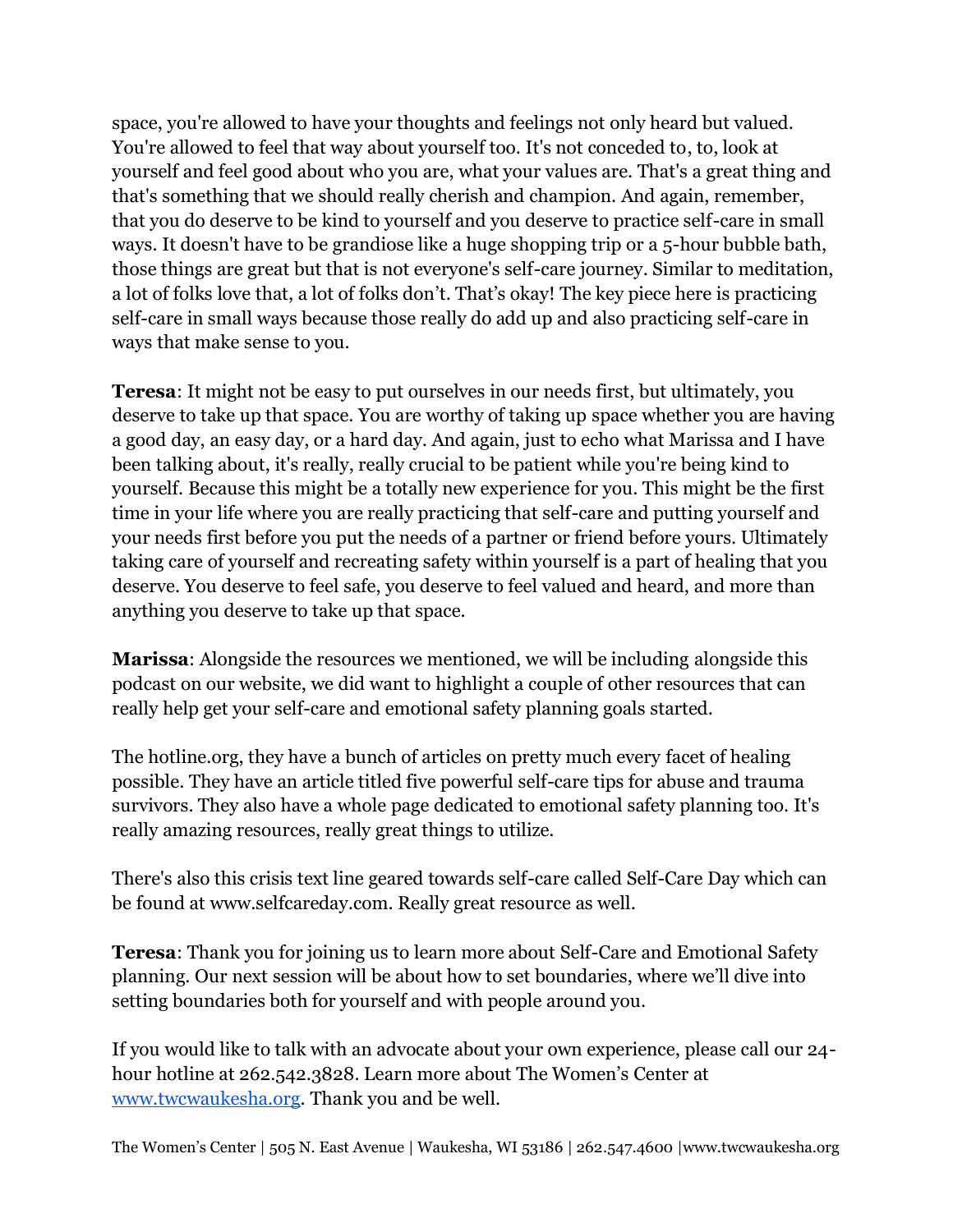space, you're allowed to have your thoughts and feelings not only heard but valued. You're allowed to feel that way about yourself too. It's not conceded to, to, look at yourself and feel good about who you are, what your values are. That's a great thing and that's something that we should really cherish and champion. And again, remember, that you do deserve to be kind to yourself and you deserve to practice self-care in small ways. It doesn't have to be grandiose like a huge shopping trip or a 5-hour bubble bath, those things are great but that is not everyone's self-care journey. Similar to meditation, a lot of folks love that, a lot of folks don't. That's okay! The key piece here is practicing self-care in small ways because those really do add up and also practicing self-care in ways that make sense to you.

**Teresa**: It might not be easy to put ourselves in our needs first, but ultimately, you deserve to take up that space. You are worthy of taking up space whether you are having a good day, an easy day, or a hard day. And again, just to echo what Marissa and I have been talking about, it's really, really crucial to be patient while you're being kind to yourself. Because this might be a totally new experience for you. This might be the first time in your life where you are really practicing that self-care and putting yourself and your needs first before you put the needs of a partner or friend before yours. Ultimately taking care of yourself and recreating safety within yourself is a part of healing that you deserve. You deserve to feel safe, you deserve to feel valued and heard, and more than anything you deserve to take up that space.

**Marissa**: Alongside the resources we mentioned, we will be including alongside this podcast on our website, we did want to highlight a couple of other resources that can really help get your self-care and emotional safety planning goals started.

The hotline.org, they have a bunch of articles on pretty much every facet of healing possible. They have an article titled five powerful self-care tips for abuse and trauma survivors. They also have a whole page dedicated to emotional safety planning too. It's really amazing resources, really great things to utilize.

There's also this crisis text line geared towards self-care called Self-Care Day which can be found at www.selfcareday.com. Really great resource as well.

**Teresa**: Thank you for joining us to learn more about Self-Care and Emotional Safety planning. Our next session will be about how to set boundaries, where we'll dive into setting boundaries both for yourself and with people around you.

If you would like to talk with an advocate about your own experience, please call our 24-hour hotline at 262.542.3828. Learn more about The Women's Center at [www.twcwaukesha.org](www.twcwaukesha.org). Thank you and be well.